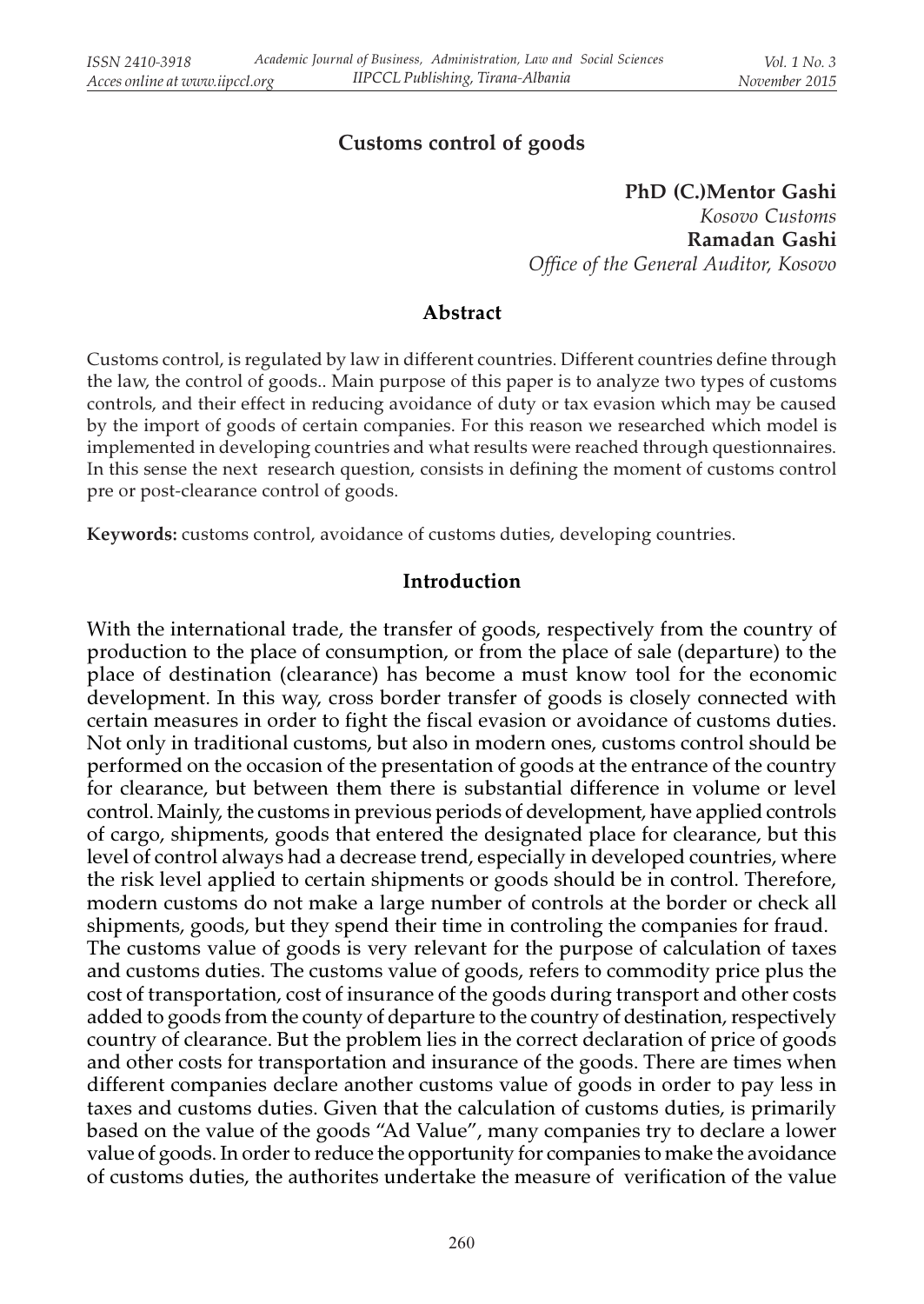# Customs control of goods

**PhD (C.)Mentor Gashi**
*Kosovo Customs*
**Ramadan Gashi**
*Office of the General Auditor, Kosovo*

## Abstract

Customs control, is regulated by law in different countries. Different countries define through the law, the control of goods.. Main purpose of this paper is to analyze two types of customs controls, and their effect in reducing avoidance of duty or tax evasion which may be caused by the import of goods of certain companies. For this reason we researched which model is implemented in developing countries and what results were reached through questionnaires. In this sense the next research question, consists in defining the moment of customs control pre or post-clearance control of goods.

**Keywords:** customs control, avoidance of customs duties, developing countries.

## Introduction

With the international trade, the transfer of goods, respectively from the country of production to the place of consumption, or from the place of sale (departure) to the place of destination (clearance) has become a must know tool for the economic development. In this way, cross border transfer of goods is closely connected with certain measures in order to fight the fiscal evasion or avoidance of customs duties. Not only in traditional customs, but also in modern ones, customs control should be performed on the occasion of the presentation of goods at the entrance of the country for clearance, but between them there is substantial difference in volume or level control. Mainly, the customs in previous periods of development, have applied controls of cargo, shipments, goods that entered the designated place for clearance, but this level of control always had a decrease trend, especially in developed countries, where the risk level applied to certain shipments or goods should be in control. Therefore, modern customs do not make a large number of controls at the border or check all shipments, goods, but they spend their time in controling the companies for fraud.
The customs value of goods is very relevant for the purpose of calculation of taxes and customs duties. The customs value of goods, refers to commodity price plus the cost of transportation, cost of insurance of the goods during transport and other costs added to goods from the county of departure to the country of destination, respectively country of clearance. But the problem lies in the correct declaration of price of goods and other costs for transportation and insurance of the goods. There are times when different companies declare another customs value of goods in order to pay less in taxes and customs duties. Given that the calculation of customs duties, is primarily based on the value of the goods "Ad Value", many companies try to declare a lower value of goods. In order to reduce the opportunity for companies to make the avoidance of customs duties, the authorites undertake the measure of verification of the value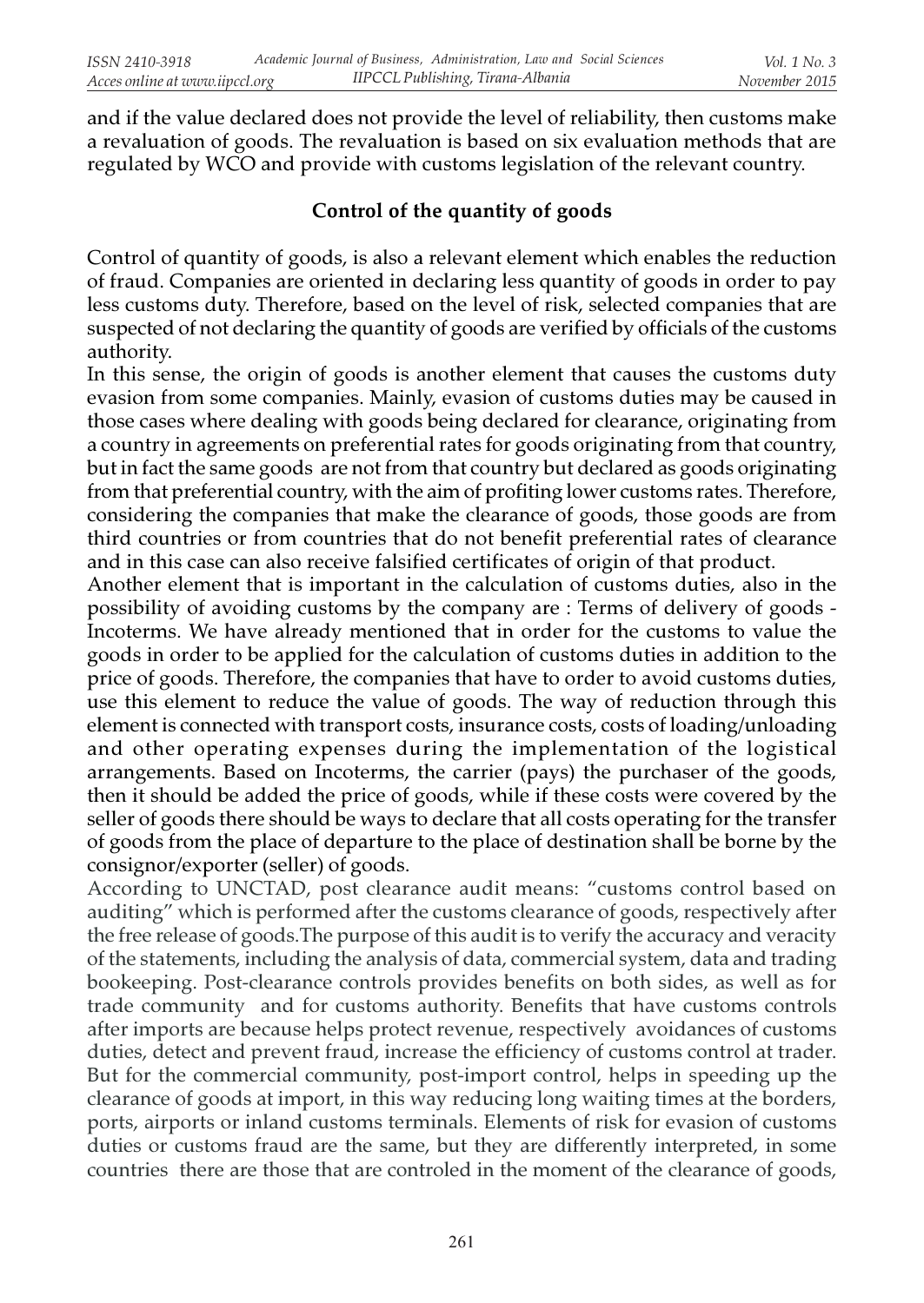and if the value declared does not provide the level of reliability, then customs make a revaluation of goods. The revaluation is based on six evaluation methods that are regulated by WCO and provide with customs legislation of the relevant country.

## Control of the quantity of goods

Control of quantity of goods, is also a relevant element which enables the reduction of fraud. Companies are oriented in declaring less quantity of goods in order to pay less customs duty. Therefore, based on the level of risk, selected companies that are suspected of not declaring the quantity of goods are verified by officials of the customs authority.

In this sense, the origin of goods is another element that causes the customs duty evasion from some companies. Mainly, evasion of customs duties may be caused in those cases where dealing with goods being declared for clearance, originating from a country in agreements on preferential rates for goods originating from that country, but in fact the same goods are not from that country but declared as goods originating from that preferential country, with the aim of profiting lower customs rates. Therefore, considering the companies that make the clearance of goods, those goods are from third countries or from countries that do not benefit preferential rates of clearance and in this case can also receive falsified certificates of origin of that product.

Another element that is important in the calculation of customs duties, also in the possibility of avoiding customs by the company are : Terms of delivery of goods - Incoterms. We have already mentioned that in order for the customs to value the goods in order to be applied for the calculation of customs duties in addition to the price of goods. Therefore, the companies that have to order to avoid customs duties, use this element to reduce the value of goods. The way of reduction through this element is connected with transport costs, insurance costs, costs of loading/unloading and other operating expenses during the implementation of the logistical arrangements. Based on Incoterms, the carrier (pays) the purchaser of the goods, then it should be added the price of goods, while if these costs were covered by the seller of goods there should be ways to declare that all costs operating for the transfer of goods from the place of departure to the place of destination shall be borne by the consignor/exporter (seller) of goods.

According to UNCTAD, post clearance audit means: "customs control based on auditing" which is performed after the customs clearance of goods, respectively after the free release of goods.The purpose of this audit is to verify the accuracy and veracity of the statements, including the analysis of data, commercial system, data and trading bookeeping. Post-clearance controls provides benefits on both sides, as well as for trade community and for customs authority. Benefits that have customs controls after imports are because helps protect revenue, respectively avoidances of customs duties, detect and prevent fraud, increase the efficiency of customs control at trader. But for the commercial community, post-import control, helps in speeding up the clearance of goods at import, in this way reducing long waiting times at the borders, ports, airports or inland customs terminals. Elements of risk for evasion of customs duties or customs fraud are the same, but they are differently interpreted, in some countries there are those that are controled in the moment of the clearance of goods,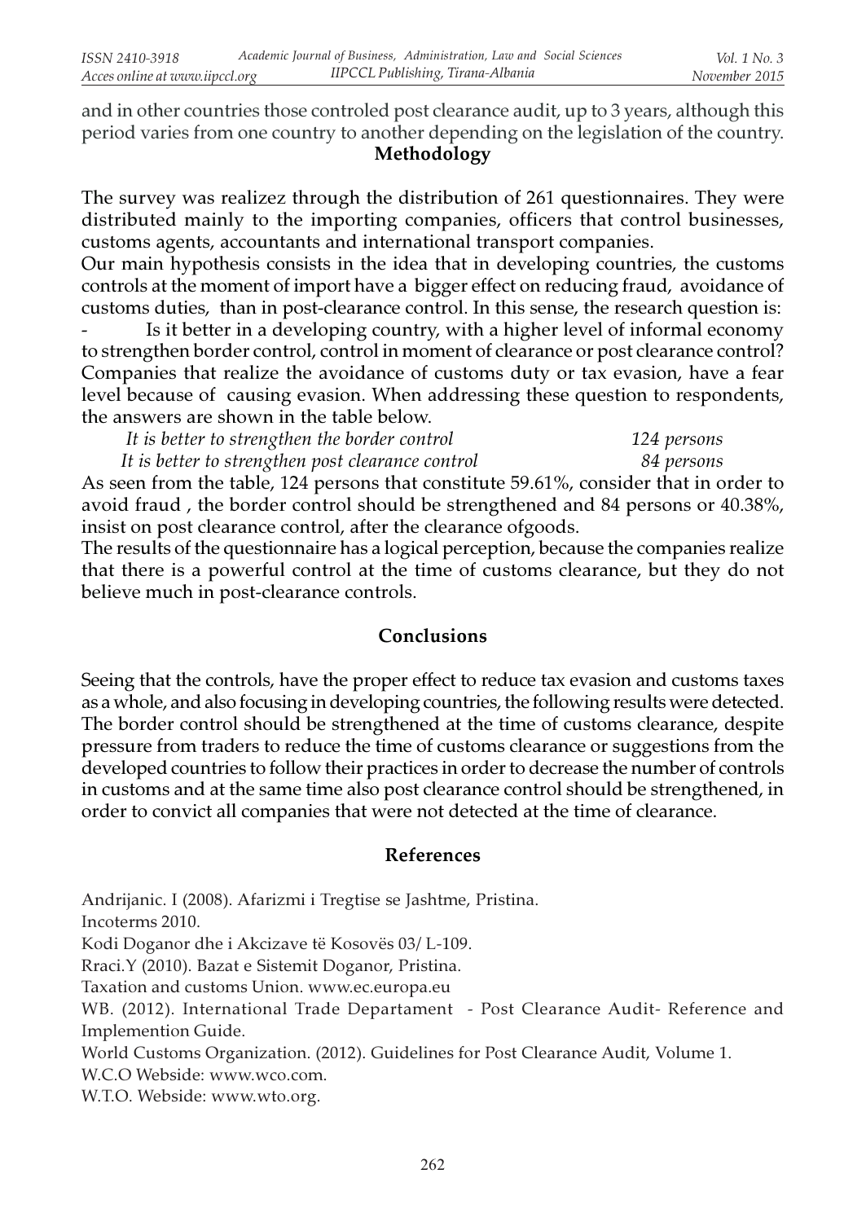and in other countries those controled post clearance audit, up to 3 years, although this period varies from one country to another depending on the legislation of the country.

## Methodology

The survey was realizez through the distribution of 261 questionnaires. They were distributed mainly to the importing companies, officers that control businesses, customs agents, accountants and international transport companies.

Our main hypothesis consists in the idea that in developing countries, the customs controls at the moment of import have a bigger effect on reducing fraud, avoidance of customs duties, than in post-clearance control. In this sense, the research question is:

- Is it better in a developing country, with a higher level of informal economy to strengthen border control, control in moment of clearance or post clearance control?

Companies that realize the avoidance of customs duty or tax evasion, have a fear level because of causing evasion. When addressing these question to respondents, the answers are shown in the table below.

| | |
|---|---|
| *It is better to strengthen the border control* | *124 persons* |
| *It is better to strengthen post clearance control* | *84 persons* |

As seen from the table, 124 persons that constitute 59.61%, consider that in order to avoid fraud , the border control should be strengthened and 84 persons or 40.38%, insist on post clearance control, after the clearance ofgoods.

The results of the questionnaire has a logical perception, because the companies realize that there is a powerful control at the time of customs clearance, but they do not believe much in post-clearance controls.

## Conclusions

Seeing that the controls, have the proper effect to reduce tax evasion and customs taxes as a whole, and also focusing in developing countries, the following results were detected. The border control should be strengthened at the time of customs clearance, despite pressure from traders to reduce the time of customs clearance or suggestions from the developed countries to follow their practices in order to decrease the number of controls in customs and at the same time also post clearance control should be strengthened, in order to convict all companies that were not detected at the time of clearance.

## References

Andrijanic. I (2008). Afarizmi i Tregtise se Jashtme, Pristina.

Incoterms 2010.

Kodi Doganor dhe i Akcizave të Kosovës 03/ L-109.

Rraci.Y (2010). Bazat e Sistemit Doganor, Pristina.

Taxation and customs Union. www.ec.europa.eu

WB. (2012). International Trade Departament - Post Clearance Audit- Reference and Implemention Guide.

World Customs Organization. (2012). Guidelines for Post Clearance Audit, Volume 1.

W.C.O Webside: www.wco.com.

W.T.O. Webside: www.wto.org.